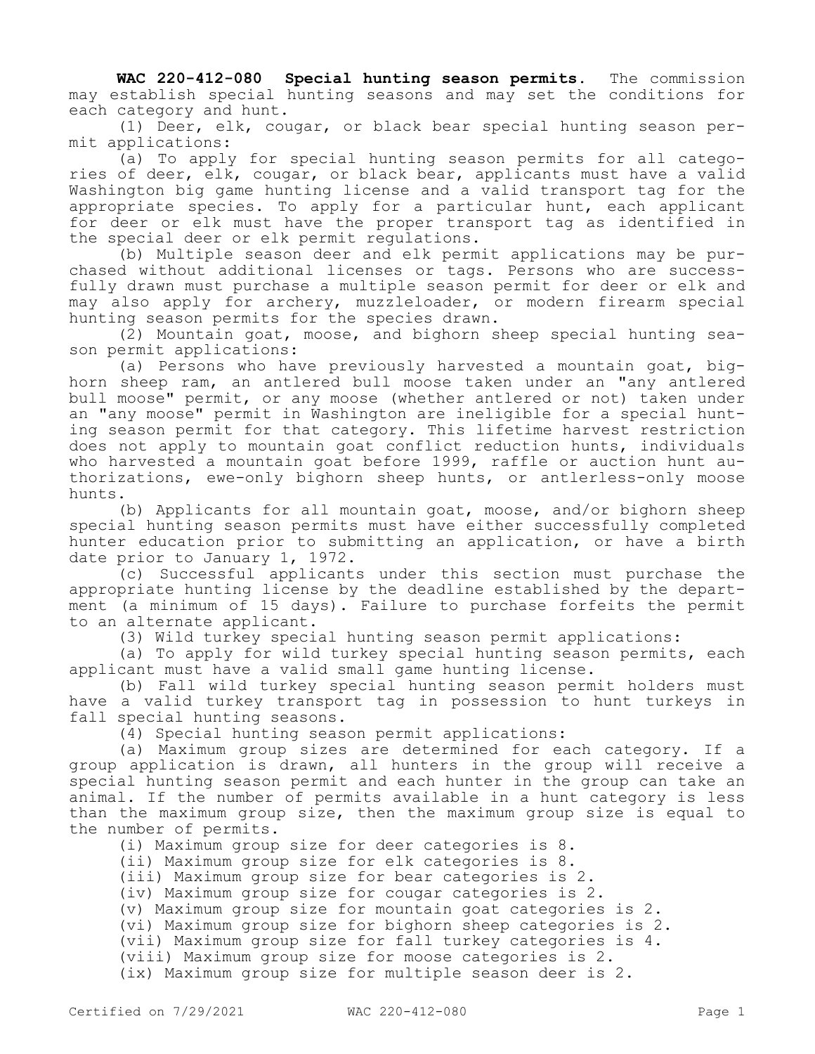**WAC 220-412-080 Special hunting season permits.** The commission may establish special hunting seasons and may set the conditions for each category and hunt.

(1) Deer, elk, cougar, or black bear special hunting season permit applications:

(a) To apply for special hunting season permits for all categories of deer, elk, cougar, or black bear, applicants must have a valid Washington big game hunting license and a valid transport tag for the appropriate species. To apply for a particular hunt, each applicant for deer or elk must have the proper transport tag as identified in the special deer or elk permit regulations.

(b) Multiple season deer and elk permit applications may be purchased without additional licenses or tags. Persons who are successfully drawn must purchase a multiple season permit for deer or elk and may also apply for archery, muzzleloader, or modern firearm special hunting season permits for the species drawn.

(2) Mountain goat, moose, and bighorn sheep special hunting season permit applications:

(a) Persons who have previously harvested a mountain goat, bighorn sheep ram, an antlered bull moose taken under an "any antlered bull moose" permit, or any moose (whether antlered or not) taken under an "any moose" permit in Washington are ineligible for a special hunting season permit for that category. This lifetime harvest restriction does not apply to mountain goat conflict reduction hunts, individuals who harvested a mountain goat before 1999, raffle or auction hunt authorizations, ewe-only bighorn sheep hunts, or antlerless-only moose hunts.

(b) Applicants for all mountain goat, moose, and/or bighorn sheep special hunting season permits must have either successfully completed hunter education prior to submitting an application, or have a birth date prior to January 1, 1972.

(c) Successful applicants under this section must purchase the appropriate hunting license by the deadline established by the department (a minimum of 15 days). Failure to purchase forfeits the permit to an alternate applicant.

(3) Wild turkey special hunting season permit applications:

(a) To apply for wild turkey special hunting season permits, each applicant must have a valid small game hunting license.

(b) Fall wild turkey special hunting season permit holders must have a valid turkey transport tag in possession to hunt turkeys in fall special hunting seasons.

(4) Special hunting season permit applications:

(a) Maximum group sizes are determined for each category. If a group application is drawn, all hunters in the group will receive a special hunting season permit and each hunter in the group can take an animal. If the number of permits available in a hunt category is less than the maximum group size, then the maximum group size is equal to the number of permits.

(i) Maximum group size for deer categories is 8.

(ii) Maximum group size for elk categories is 8.

(iii) Maximum group size for bear categories is 2.

(iv) Maximum group size for cougar categories is 2.

(v) Maximum group size for mountain goat categories is 2.

(vi) Maximum group size for bighorn sheep categories is 2.

(vii) Maximum group size for fall turkey categories is 4.

(viii) Maximum group size for moose categories is 2.

(ix) Maximum group size for multiple season deer is 2.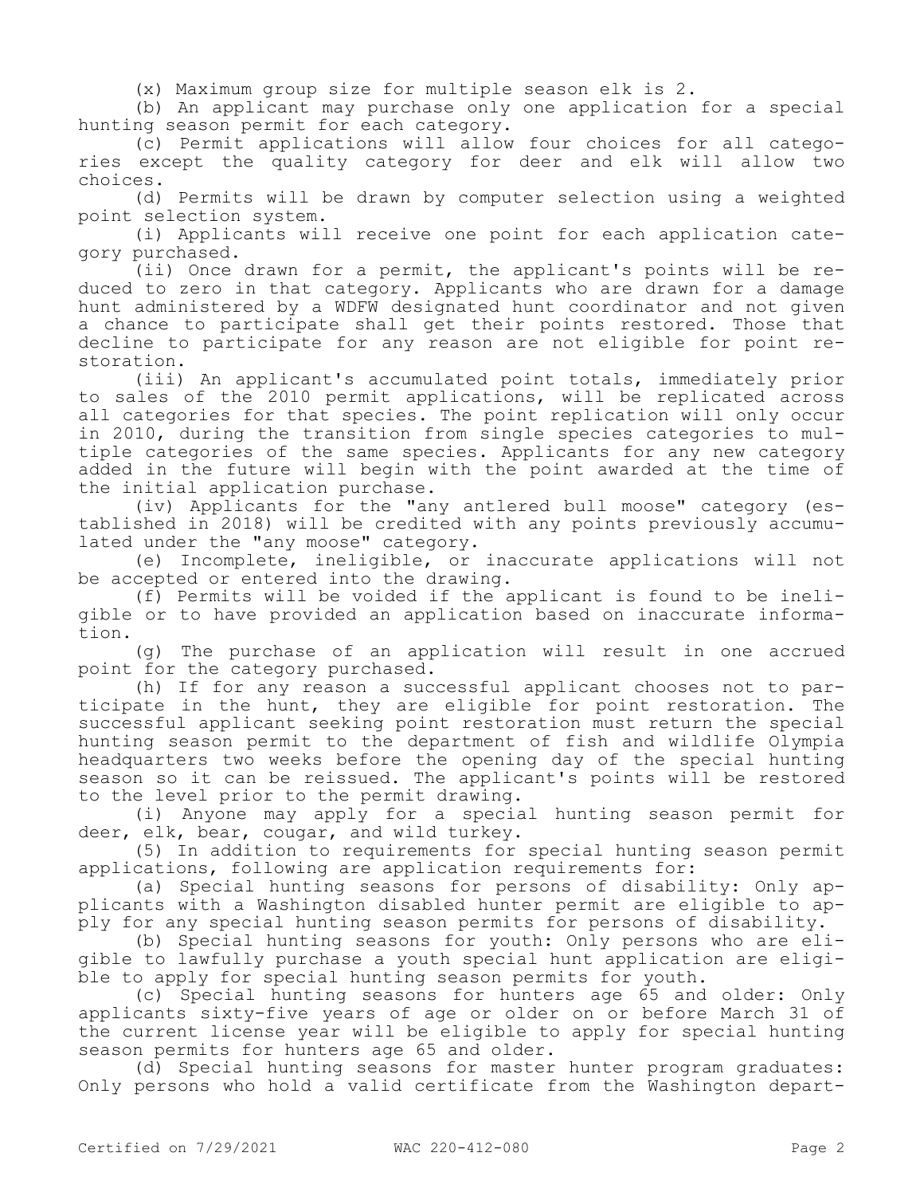(x) Maximum group size for multiple season elk is 2.

(b) An applicant may purchase only one application for a special hunting season permit for each category.

(c) Permit applications will allow four choices for all categories except the quality category for deer and elk will allow two choices.

(d) Permits will be drawn by computer selection using a weighted point selection system.

(i) Applicants will receive one point for each application category purchased.

(ii) Once drawn for a permit, the applicant's points will be reduced to zero in that category. Applicants who are drawn for a damage hunt administered by a WDFW designated hunt coordinator and not given a chance to participate shall get their points restored. Those that decline to participate for any reason are not eligible for point restoration.

(iii) An applicant's accumulated point totals, immediately prior to sales of the 2010 permit applications, will be replicated across all categories for that species. The point replication will only occur in 2010, during the transition from single species categories to multiple categories of the same species. Applicants for any new category added in the future will begin with the point awarded at the time of the initial application purchase.

(iv) Applicants for the "any antlered bull moose" category (established in 2018) will be credited with any points previously accumulated under the "any moose" category.

(e) Incomplete, ineligible, or inaccurate applications will not be accepted or entered into the drawing.

(f) Permits will be voided if the applicant is found to be ineligible or to have provided an application based on inaccurate information.

(g) The purchase of an application will result in one accrued point for the category purchased.

(h) If for any reason a successful applicant chooses not to participate in the hunt, they are eligible for point restoration. The successful applicant seeking point restoration must return the special hunting season permit to the department of fish and wildlife Olympia headquarters two weeks before the opening day of the special hunting season so it can be reissued. The applicant's points will be restored to the level prior to the permit drawing.

(i) Anyone may apply for a special hunting season permit for deer, elk, bear, cougar, and wild turkey.

(5) In addition to requirements for special hunting season permit applications, following are application requirements for:

(a) Special hunting seasons for persons of disability: Only applicants with a Washington disabled hunter permit are eligible to apply for any special hunting season permits for persons of disability.

(b) Special hunting seasons for youth: Only persons who are eligible to lawfully purchase a youth special hunt application are eligible to apply for special hunting season permits for youth.

(c) Special hunting seasons for hunters age 65 and older: Only applicants sixty-five years of age or older on or before March 31 of the current license year will be eligible to apply for special hunting season permits for hunters age 65 and older.

(d) Special hunting seasons for master hunter program graduates: Only persons who hold a valid certificate from the Washington depart-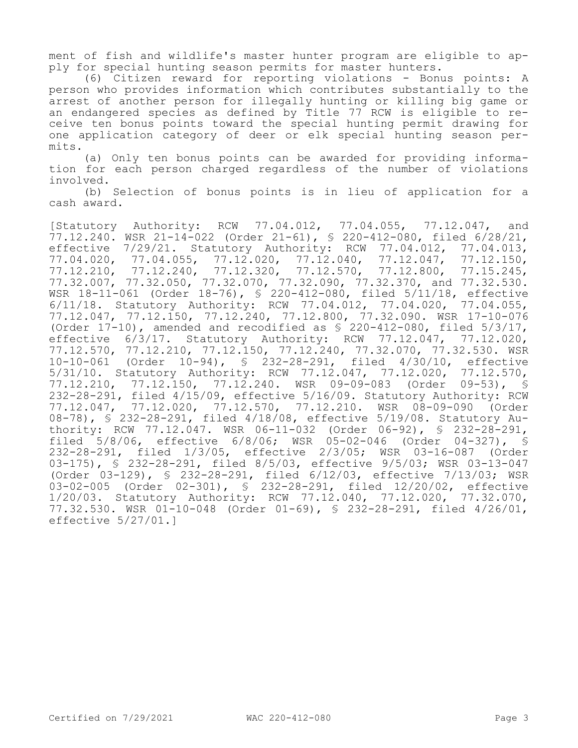ment of fish and wildlife's master hunter program are eligible to apply for special hunting season permits for master hunters.

(6) Citizen reward for reporting violations - Bonus points: A person who provides information which contributes substantially to the arrest of another person for illegally hunting or killing big game or an endangered species as defined by Title 77 RCW is eligible to receive ten bonus points toward the special hunting permit drawing for one application category of deer or elk special hunting season permits.

(a) Only ten bonus points can be awarded for providing information for each person charged regardless of the number of violations involved.

(b) Selection of bonus points is in lieu of application for a cash award.

[Statutory Authority: RCW 77.04.012, 77.04.055, 77.12.047, and 77.12.240. WSR 21-14-022 (Order 21-61), § 220-412-080, filed 6/28/21, effective 7/29/21. Statutory Authority: RCW 77.04.012, 77.04.013, 77.04.020, 77.04.055, 77.12.020, 77.12.040, 77.12.047, 77.12.150, 77.12.210, 77.12.240, 77.12.320, 77.12.570, 77.12.800, 77.15.245, 77.32.007, 77.32.050, 77.32.070, 77.32.090, 77.32.370, and 77.32.530. WSR 18-11-061 (Order 18-76), § 220-412-080, filed 5/11/18, effective 6/11/18. Statutory Authority: RCW 77.04.012, 77.04.020, 77.04.055, 77.12.047, 77.12.150, 77.12.240, 77.12.800, 77.32.090. WSR 17-10-076 (Order 17-10), amended and recodified as § 220-412-080, filed 5/3/17, effective 6/3/17. Statutory Authority: RCW 77.12.047, 77.12.020, 77.12.570, 77.12.210, 77.12.150, 77.12.240, 77.32.070, 77.32.530. WSR 10-10-061 (Order 10-94), § 232-28-291, filed 4/30/10, effective 5/31/10. Statutory Authority: RCW 77.12.047, 77.12.020, 77.12.570, 77.12.210, 77.12.150, 77.12.240. WSR 09-09-083 (Order 09-53), § 232-28-291, filed 4/15/09, effective 5/16/09. Statutory Authority: RCW 77.12.047, 77.12.020, 77.12.570, 77.12.210. WSR 08-09-090 (Order 08-78), § 232-28-291, filed 4/18/08, effective 5/19/08. Statutory Authority: RCW 77.12.047. WSR 06-11-032 (Order 06-92), § 232-28-291, filed 5/8/06, effective 6/8/06; WSR 05-02-046 (Order 04-327), § 232-28-291, filed 1/3/05, effective 2/3/05; WSR 03-16-087 (Order 03-175), § 232-28-291, filed 8/5/03, effective 9/5/03; WSR 03-13-047 (Order 03-129), § 232-28-291, filed 6/12/03, effective 7/13/03; WSR 03-02-005 (Order 02-301), § 232-28-291, filed 12/20/02, effective 1/20/03. Statutory Authority: RCW 77.12.040, 77.12.020, 77.32.070, 77.32.530. WSR 01-10-048 (Order 01-69), § 232-28-291, filed 4/26/01, effective 5/27/01.]